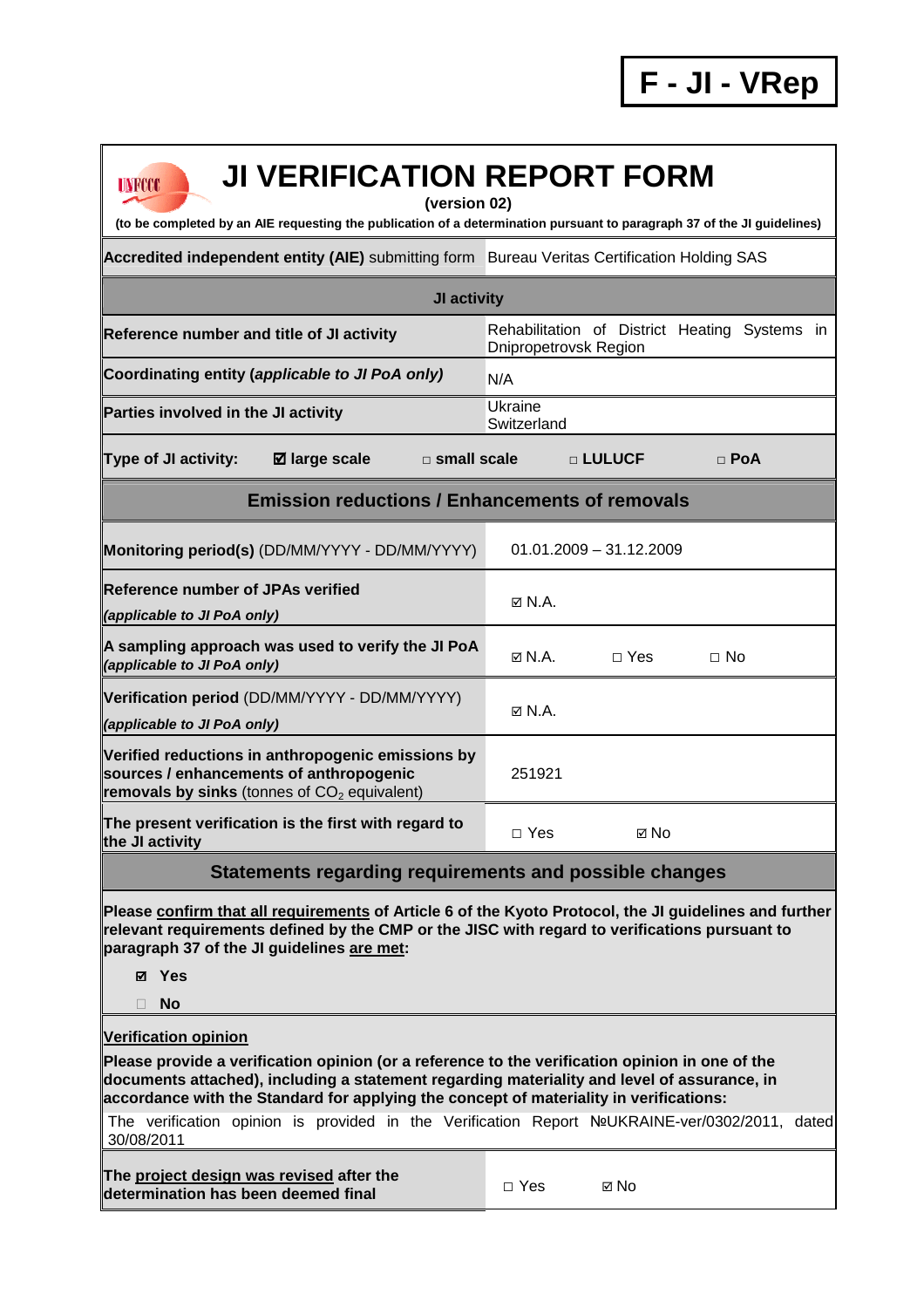**F - JI - VRep**

# JI VERIFICATION REPORT FORM

**(version 02)**

**(to be completed by an AIE requesting the publication of a determination pursuant to paragraph 37 of the JI guidelines)**

| **Accredited independent entity (AIE)** submitting form | Bureau Veritas Certification Holding SAS |
|---|---|
| **JI activity** | |
| **Reference number and title of JI activity** | Rehabilitation of District Heating Systems in Dnipropetrovsk Region |
| **Coordinating entity (*applicable to JI PoA only*)** | N/A |
| **Parties involved in the JI activity** | Ukraine<br>Switzerland |
| **Type of JI activity:** ☑ **large scale** □ **small scale** □ **LULUCF** □ **PoA** | |

## Emission reductions / Enhancements of removals

| | |
|---|---|
| **Monitoring period(s)** (DD/MM/YYYY - DD/MM/YYYY) | 01.01.2009 – 31.12.2009 |
| **Reference number of JPAs verified**<br>***(applicable to JI PoA only)*** | ☑ N.A. |
| **A sampling approach was used to verify the JI PoA**<br>***(applicable to JI PoA only)*** | ☑ N.A. □ Yes □ No |
| **Verification period** (DD/MM/YYYY - DD/MM/YYYY)<br>***(applicable to JI PoA only)*** | ☑ N.A. |
| **Verified reductions in anthropogenic emissions by sources / enhancements of anthropogenic removals by sinks** (tonnes of $CO_2$ equivalent) | 251921 |
| **The present verification is the first with regard to the JI activity** | □ Yes ☑ No |

## Statements regarding requirements and possible changes

**Please confirm that all requirements of Article 6 of the Kyoto Protocol, the JI guidelines and further relevant requirements defined by the CMP or the JISC with regard to verifications pursuant to paragraph 37 of the JI guidelines are met:**

- ☑ **Yes**
- □ **No**

**Verification opinion**

**Please provide a verification opinion (or a reference to the verification opinion in one of the documents attached), including a statement regarding materiality and level of assurance, in accordance with the Standard for applying the concept of materiality in verifications:**

The verification opinion is provided in the Verification Report №UKRAINE-ver/0302/2011, dated 30/08/2011

| | |
|---|---|
| **The project design was revised after the determination has been deemed final** | □ Yes ☑ No |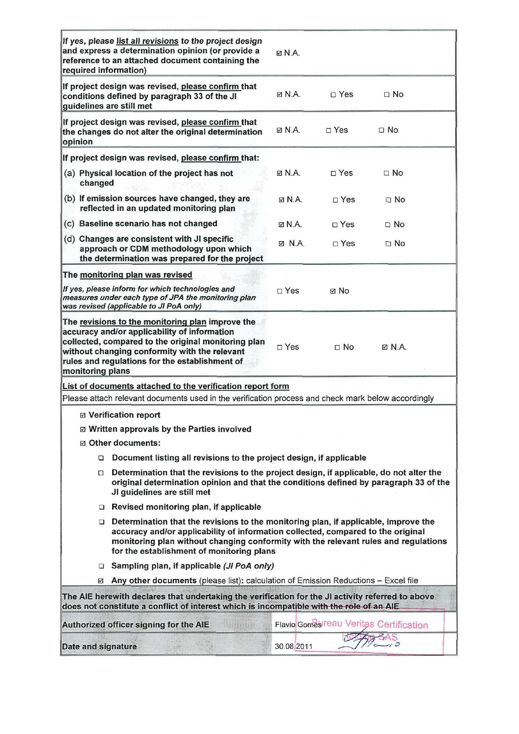| | | | |
|---|---|---|---|
| ***If yes, please <u>list all revisions</u> to the project design and express a determination opinion (or provide a reference to an attached document containing the required information)*** | ☑ N.A. | | |
| **If project design was revised, <u>please confirm</u> that conditions defined by paragraph 33 of the JI guidelines are still met** | ☑ N.A. | ☐ Yes | ☐ No |
| **If project design was revised, <u>please confirm</u> that the changes do not alter the original determination opinion** | ☑ N.A. | ☐ Yes | ☐ No |
| **If project design was revised, <u>please confirm</u> that:** | | | |
| **(a) Physical location of the project has not changed** | ☑ N.A. | ☐ Yes | ☐ No |
| **(b) If emission sources have changed, they are reflected in an updated monitoring plan** | ☑ N.A. | ☐ Yes | ☐ No |
| **(c) Baseline scenario has not changed** | ☑ N.A. | ☐ Yes | ☐ No |
| **(d) Changes are consistent with JI specific approach or CDM methodology upon which the determination was prepared for the project** | ☑ N.A. | ☐ Yes | ☐ No |
| **The <u>monitoring plan was revised</u>**<br>***If yes, please inform for which technologies and measures under each type of JPA the monitoring plan was revised (applicable to JI PoA only)*** | ☐ Yes | ☑ No | |
| **The <u>revisions to the monitoring plan</u> improve the accuracy and/or applicability of information collected, compared to the original monitoring plan without changing conformity with the relevant rules and regulations for the establishment of monitoring plans** | ☐ Yes | ☐ No | ☑ N.A. |

**<u>List of documents attached to the verification report form</u>**

Please attach relevant documents used in the verification process and check mark below accordingly

- ☑ **Verification report**
- ☑ **Written approvals by the Parties involved**
- ☑ **Other documents:**
  - ☐ **Document listing all revisions to the project design, if applicable**
  - ☐ **Determination that the revisions to the project design, if applicable, do not alter the original determination opinion and that the conditions defined by paragraph 33 of the JI guidelines are still met**
  - ☐ **Revised monitoring plan, if applicable**
  - ☐ **Determination that the revisions to the monitoring plan, if applicable, improve the accuracy and/or applicability of information collected, compared to the original monitoring plan without changing conformity with the relevant rules and regulations for the establishment of monitoring plans**
  - ☐ **Sampling plan, if applicable *(JI PoA only)***
  - ☑ **Any other documents** (please list): calculation of Emission Reductions – Excel file

**The AIE herewith declares that undertaking the verification for the JI activity referred to above does not constitute a conflict of interest which is incompatible with the role of an AIE**

| | |
|---|---|
| **Authorized officer signing for the AIE** | Flavio Gomes Bureau Veritas Certification |
| **Date and signature** | 30.08.2011 Holding SAS |